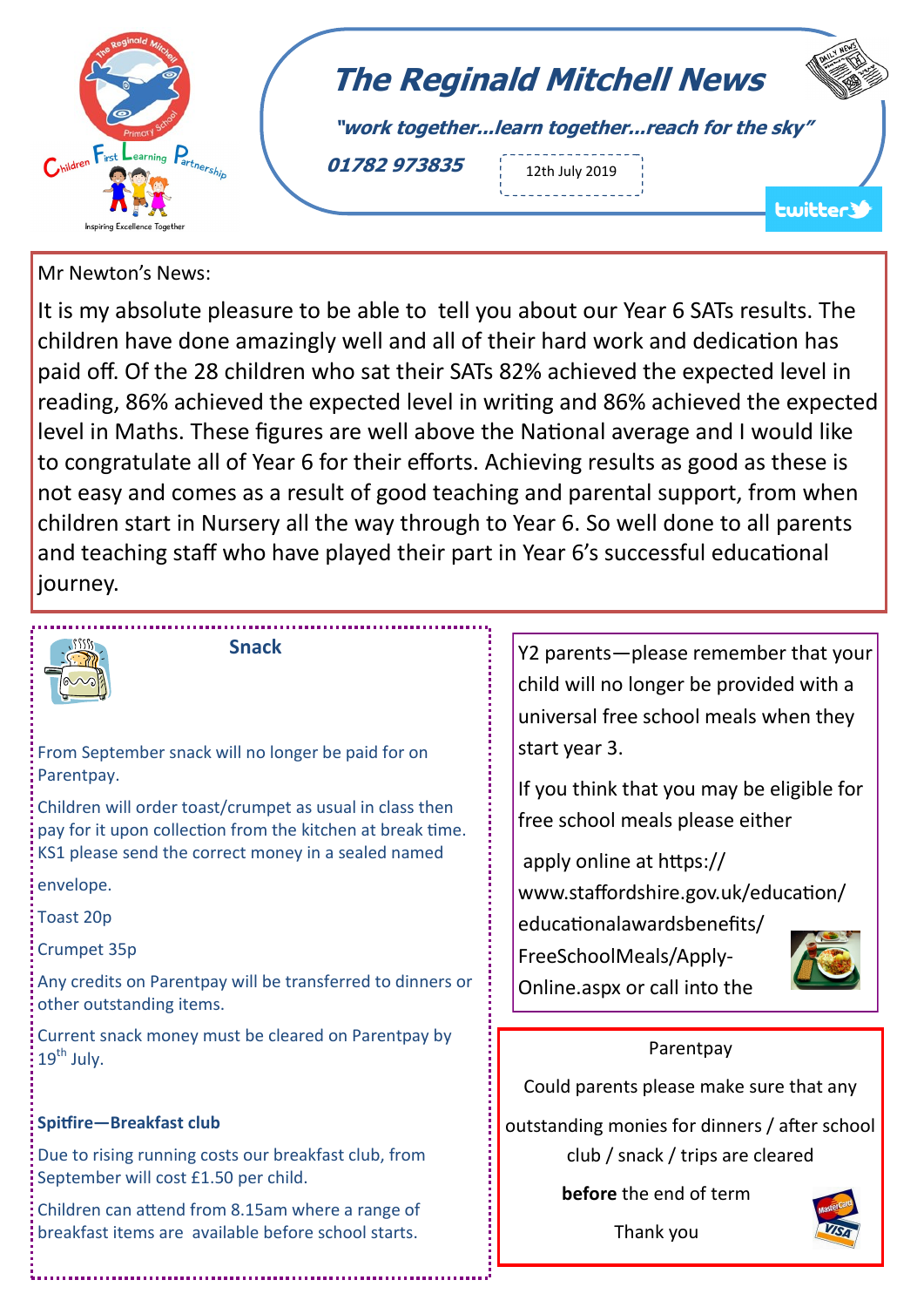# The Reginald Mitchell News

*"work together...learn together...reach for the sky"*

**01782 973835**

12th July 2019

Mr Newton's News:

It is my absolute pleasure to be able to tell you about our Year 6 SATs results. The children have done amazingly well and all of their hard work and dedication has paid off. Of the 28 children who sat their SATs 82% achieved the expected level in reading, 86% achieved the expected level in writing and 86% achieved the expected level in Maths. These figures are well above the National average and I would like to congratulate all of Year 6 for their efforts. Achieving results as good as these is not easy and comes as a result of good teaching and parental support, from when children start in Nursery all the way through to Year 6. So well done to all parents and teaching staff who have played their part in Year 6's successful educational journey.

## Snack

From September snack will no longer be paid for on Parentpay.

Children will order toast/crumpet as usual in class then pay for it upon collection from the kitchen at break time. KS1 please send the correct money in a sealed named envelope.

Toast 20p

Crumpet 35p

Any credits on Parentpay will be transferred to dinners or other outstanding items.

Current snack money must be cleared on Parentpay by 19th July.

**Spitfire—Breakfast club**

Due to rising running costs our breakfast club, from September will cost £1.50 per child.

Children can attend from 8.15am where a range of breakfast items are available before school starts.

Y2 parents—please remember that your child will no longer be provided with a universal free school meals when they start year 3.

If you think that you may be eligible for free school meals please either

apply online at https://www.staffordshire.gov.uk/education/educationalawardsbenefits/FreeSchoolMeals/Apply-Online.aspx or call into the

Parentpay

Could parents please make sure that any outstanding monies for dinners / after school club / snack / trips are cleared **before** the end of term

Thank you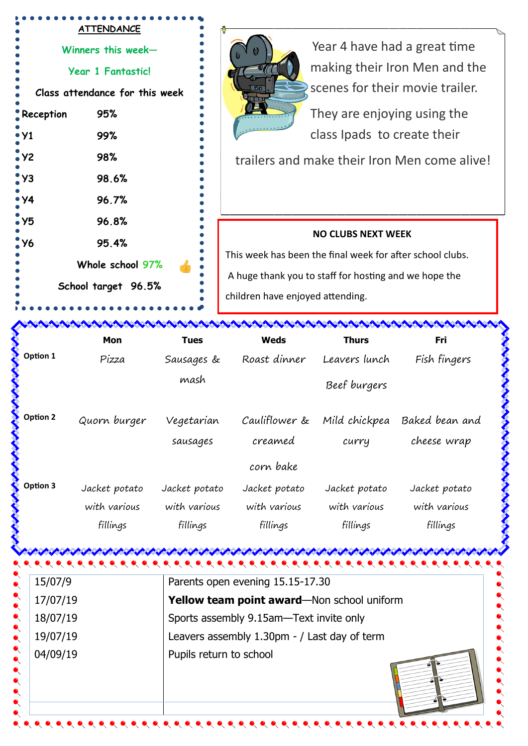## ATTENDANCE

**Winners this week—**

**Year 1 Fantastic!**

**Class attendance for this week**

| | |
|---|---|
| Reception | 95% |
| Y1 | 99% |
| Y2 | 98% |
| Y3 | 98.6% |
| Y4 | 96.7% |
| Y5 | 96.8% |
| Y6 | 95.4% |

**Whole school 97%**

**School target 96.5%**

Year 4 have had a great time making their Iron Men and the scenes for their movie trailer.

They are enjoying using the class Ipads to create their trailers and make their Iron Men come alive!

**NO CLUBS NEXT WEEK**

This week has been the final week for after school clubs.

A huge thank you to staff for hosting and we hope the children have enjoyed attending.

| | Mon | Tues | Weds | Thurs | Fri |
|---|---|---|---|---|---|
| **Option 1** | Pizza | Sausages & mash | Roast dinner | Leavers lunch Beef burgers | Fish fingers |
| **Option 2** | Quorn burger | Vegetarian sausages | Cauliflower & creamed corn bake | Mild chickpea curry | Baked bean and cheese wrap |
| **Option 3** | Jacket potato with various fillings | Jacket potato with various fillings | Jacket potato with various fillings | Jacket potato with various fillings | Jacket potato with various fillings |

| | |
|---|---|
| 15/07/9 | Parents open evening 15.15-17.30 |
| 17/07/19 | **Yellow team point award**—Non school uniform |
| 18/07/19 | Sports assembly 9.15am—Text invite only |
| 19/07/19 | Leavers assembly 1.30pm - / Last day of term |
| 04/09/19 | Pupils return to school |